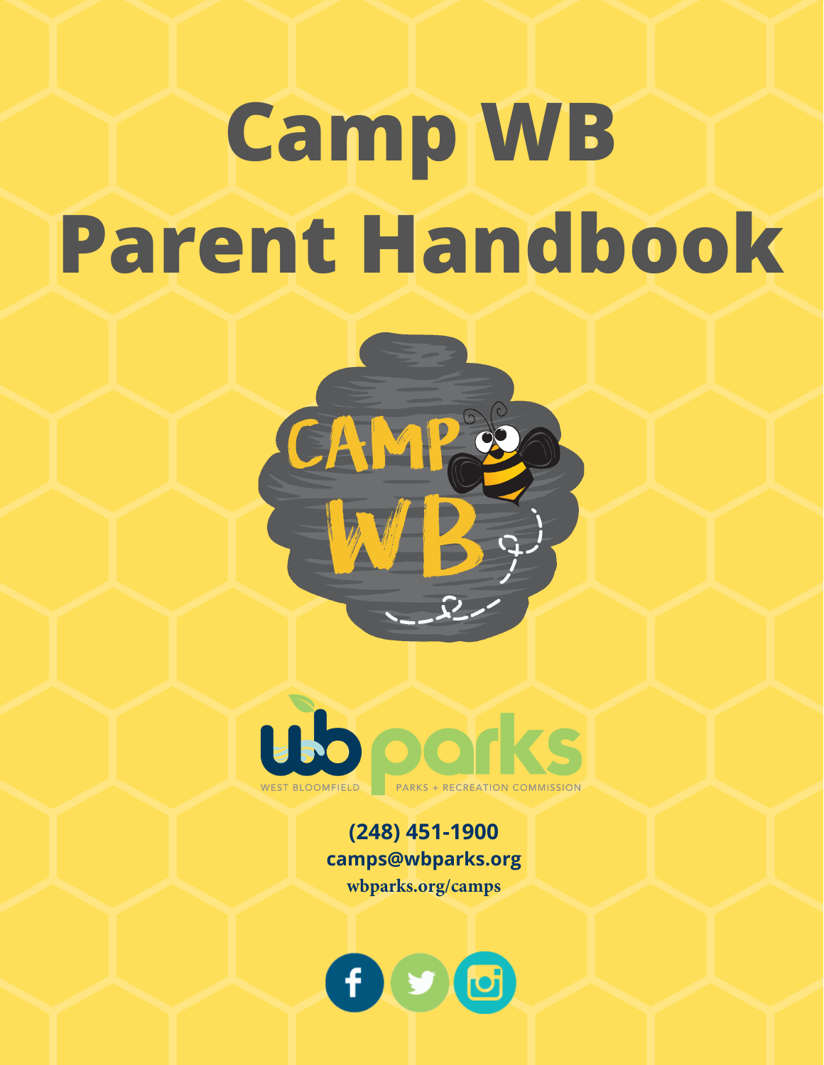# Camp WB Parent Handbook

CAMP WB

WEST BLOOMFIELD PARKS + RECREATION COMMISSION

**(248) 451-1900**

**camps@wbparks.org**

**wbparks.org/camps**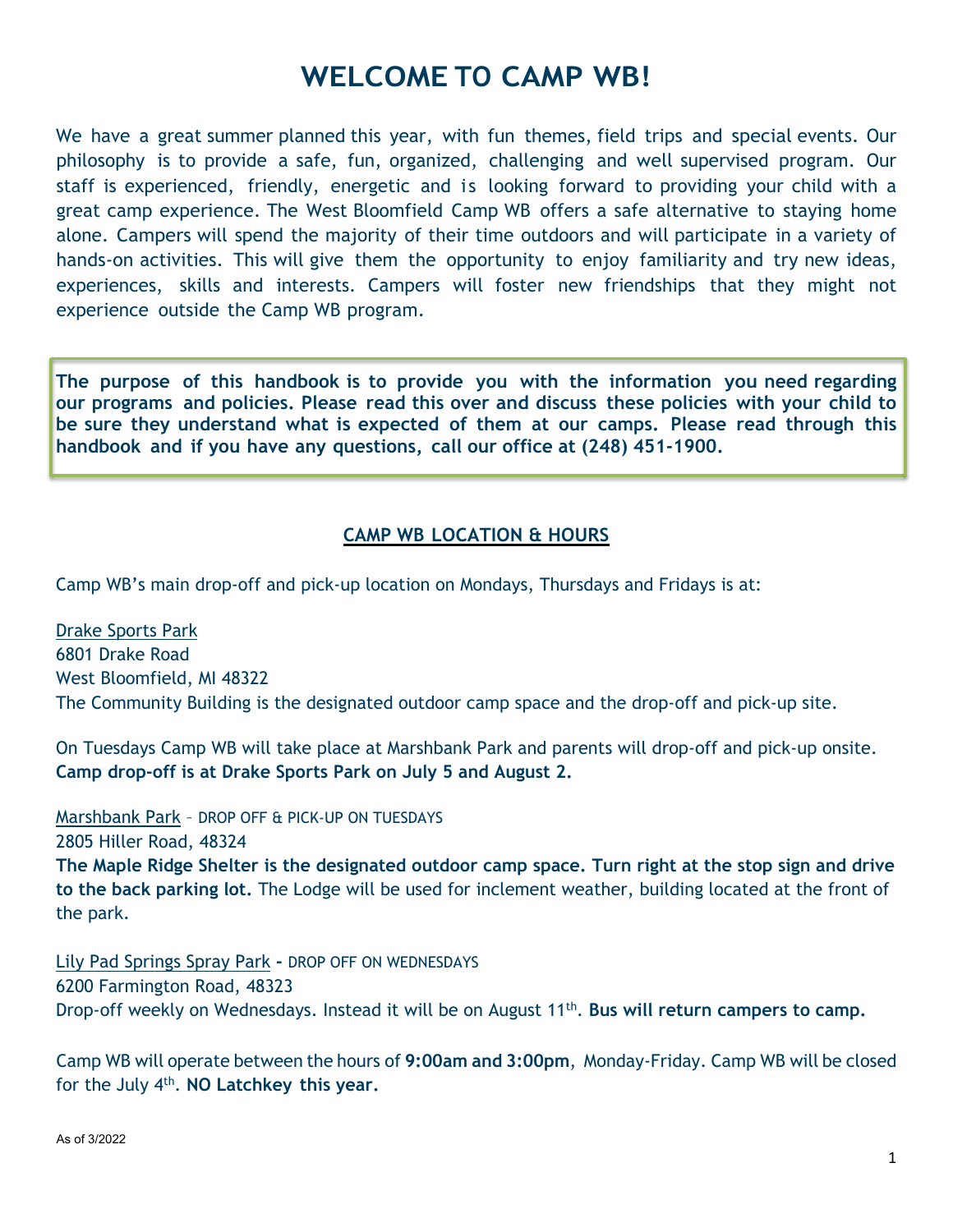# WELCOME TO CAMP WB!

We have a great summer planned this year, with fun themes, field trips and special events. Our philosophy is to provide a safe, fun, organized, challenging and well supervised program. Our staff is experienced, friendly, energetic and is looking forward to providing your child with a great camp experience. The West Bloomfield Camp WB offers a safe alternative to staying home alone. Campers will spend the majority of their time outdoors and will participate in a variety of hands-on activities. This will give them the opportunity to enjoy familiarity and try new ideas, experiences, skills and interests. Campers will foster new friendships that they might not experience outside the Camp WB program.

**The purpose of this handbook is to provide you with the information you need regarding our programs and policies. Please read this over and discuss these policies with your child to be sure they understand what is expected of them at our camps. Please read through this handbook and if you have any questions, call our office at (248) 451-1900.**

## CAMP WB LOCATION & HOURS

Camp WB's main drop-off and pick-up location on Mondays, Thursdays and Fridays is at:

Drake Sports Park
6801 Drake Road
West Bloomfield, MI 48322
The Community Building is the designated outdoor camp space and the drop-off and pick-up site.

On Tuesdays Camp WB will take place at Marshbank Park and parents will drop-off and pick-up onsite.
**Camp drop-off is at Drake Sports Park on July 5 and August 2.**

Marshbank Park – DROP OFF & PICK-UP ON TUESDAYS
2805 Hiller Road, 48324
**The Maple Ridge Shelter is the designated outdoor camp space. Turn right at the stop sign and drive to the back parking lot.** The Lodge will be used for inclement weather, building located at the front of the park.

Lily Pad Springs Spray Park - DROP OFF ON WEDNESDAYS
6200 Farmington Road, 48323
Drop-off weekly on Wednesdays. Instead it will be on August 11th. **Bus will return campers to camp.**

Camp WB will operate between the hours of **9:00am and 3:00pm**, Monday-Friday. Camp WB will be closed for the July 4th. **NO Latchkey this year.**

As of 3/2022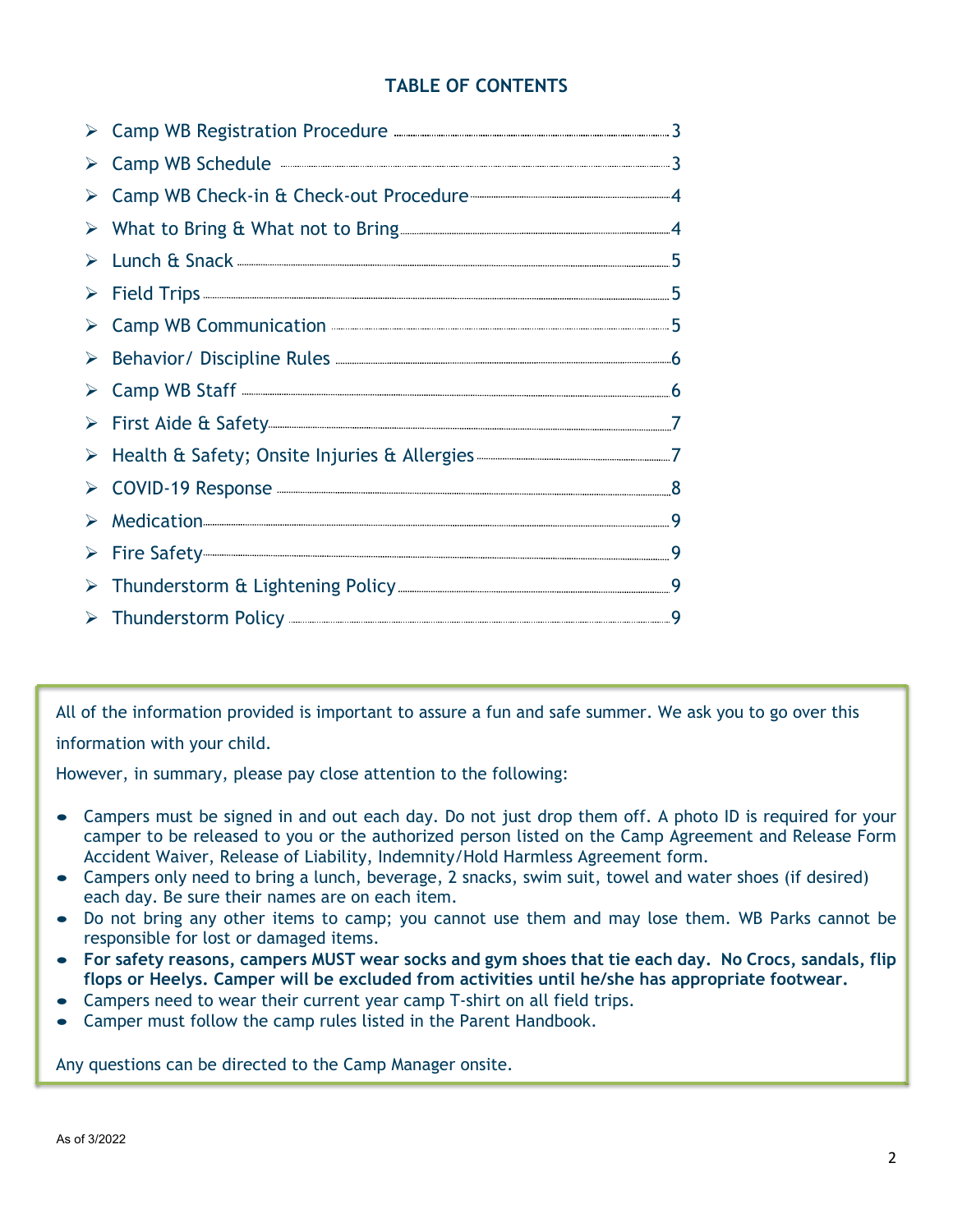## TABLE OF CONTENTS

- Camp WB Registration Procedure ........ 3
- Camp WB Schedule ........ 3
- Camp WB Check-in & Check-out Procedure ........ 4
- What to Bring & What not to Bring ........ 4
- Lunch & Snack ........ 5
- Field Trips ........ 5
- Camp WB Communication ........ 5
- Behavior/ Discipline Rules ........ 6
- Camp WB Staff ........ 6
- First Aide & Safety ........ 7
- Health & Safety; Onsite Injuries & Allergies ........ 7
- COVID-19 Response ........ 8
- Medication ........ 9
- Fire Safety ........ 9
- Thunderstorm & Lightening Policy ........ 9
- Thunderstorm Policy ........ 9

All of the information provided is important to assure a fun and safe summer. We ask you to go over this information with your child.

However, in summary, please pay close attention to the following:

- Campers must be signed in and out each day. Do not just drop them off. A photo ID is required for your camper to be released to you or the authorized person listed on the Camp Agreement and Release Form Accident Waiver, Release of Liability, Indemnity/Hold Harmless Agreement form.
- Campers only need to bring a lunch, beverage, 2 snacks, swim suit, towel and water shoes (if desired) each day. Be sure their names are on each item.
- Do not bring any other items to camp; you cannot use them and may lose them. WB Parks cannot be responsible for lost or damaged items.
- **For safety reasons, campers MUST wear socks and gym shoes that tie each day. No Crocs, sandals, flip flops or Heelys. Camper will be excluded from activities until he/she has appropriate footwear.**
- Campers need to wear their current year camp T-shirt on all field trips.
- Camper must follow the camp rules listed in the Parent Handbook.

Any questions can be directed to the Camp Manager onsite.

As of 3/2022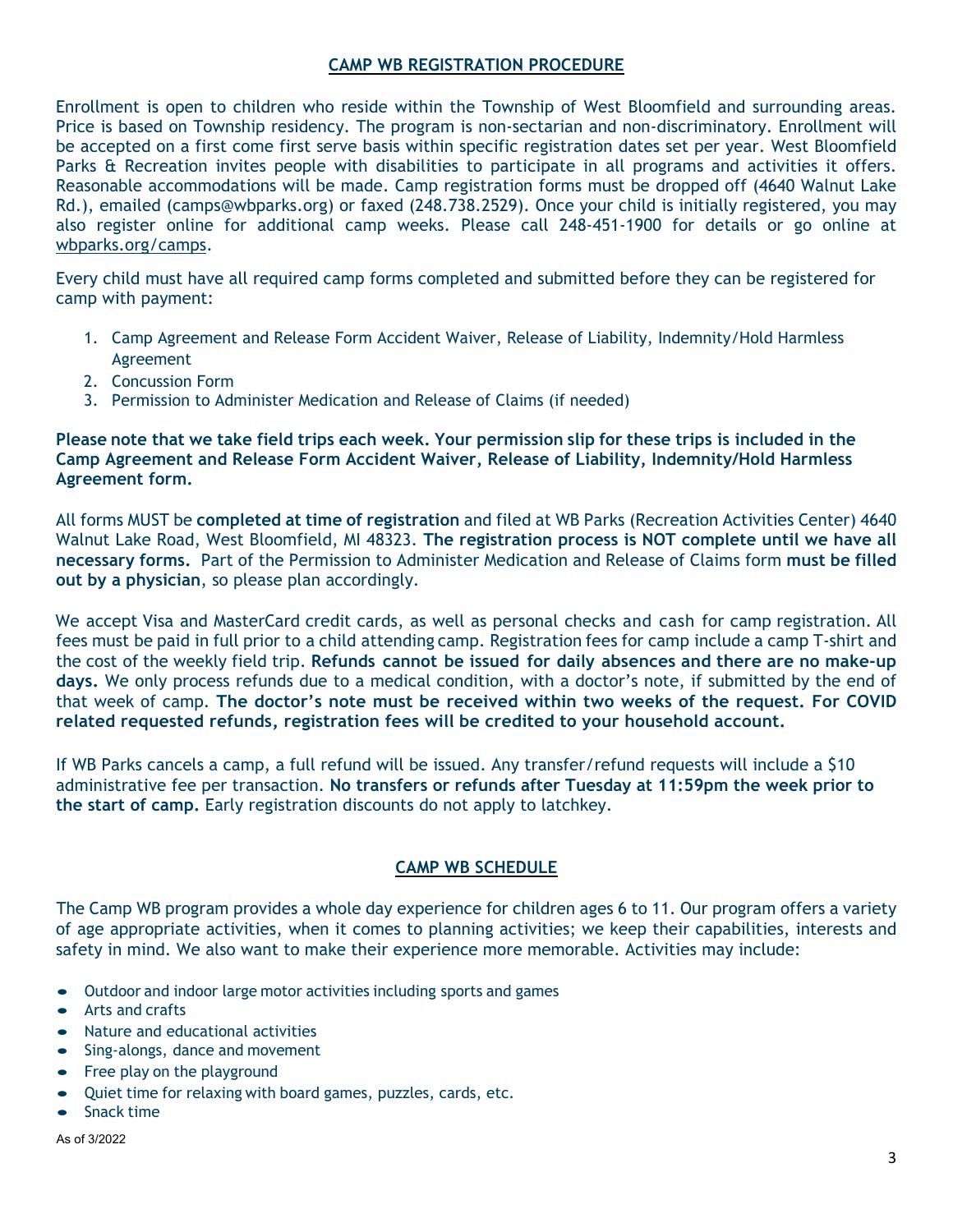## CAMP WB REGISTRATION PROCEDURE

Enrollment is open to children who reside within the Township of West Bloomfield and surrounding areas. Price is based on Township residency. The program is non-sectarian and non-discriminatory. Enrollment will be accepted on a first come first serve basis within specific registration dates set per year. West Bloomfield Parks & Recreation invites people with disabilities to participate in all programs and activities it offers. Reasonable accommodations will be made. Camp registration forms must be dropped off (4640 Walnut Lake Rd.), emailed (camps@wbparks.org) or faxed (248.738.2529). Once your child is initially registered, you may also register online for additional camp weeks. Please call 248-451-1900 for details or go online at wbparks.org/camps.

Every child must have all required camp forms completed and submitted before they can be registered for camp with payment:

1. Camp Agreement and Release Form Accident Waiver, Release of Liability, Indemnity/Hold Harmless Agreement
2. Concussion Form
3. Permission to Administer Medication and Release of Claims (if needed)

**Please note that we take field trips each week. Your permission slip for these trips is included in the Camp Agreement and Release Form Accident Waiver, Release of Liability, Indemnity/Hold Harmless Agreement form.**

All forms MUST be **completed at time of registration** and filed at WB Parks (Recreation Activities Center) 4640 Walnut Lake Road, West Bloomfield, MI 48323. **The registration process is NOT complete until we have all necessary forms.** Part of the Permission to Administer Medication and Release of Claims form **must be filled out by a physician**, so please plan accordingly.

We accept Visa and MasterCard credit cards, as well as personal checks and cash for camp registration. All fees must be paid in full prior to a child attending camp. Registration fees for camp include a camp T-shirt and the cost of the weekly field trip. **Refunds cannot be issued for daily absences and there are no make-up days.** We only process refunds due to a medical condition, with a doctor's note, if submitted by the end of that week of camp. **The doctor's note must be received within two weeks of the request. For COVID related requested refunds, registration fees will be credited to your household account.**

If WB Parks cancels a camp, a full refund will be issued. Any transfer/refund requests will include a $10 administrative fee per transaction. **No transfers or refunds after Tuesday at 11:59pm the week prior to the start of camp.** Early registration discounts do not apply to latchkey.

## CAMP WB SCHEDULE

The Camp WB program provides a whole day experience for children ages 6 to 11. Our program offers a variety of age appropriate activities, when it comes to planning activities; we keep their capabilities, interests and safety in mind. We also want to make their experience more memorable. Activities may include:

- Outdoor and indoor large motor activities including sports and games
- Arts and crafts
- Nature and educational activities
- Sing-alongs, dance and movement
- Free play on the playground
- Quiet time for relaxing with board games, puzzles, cards, etc.
- Snack time

As of 3/2022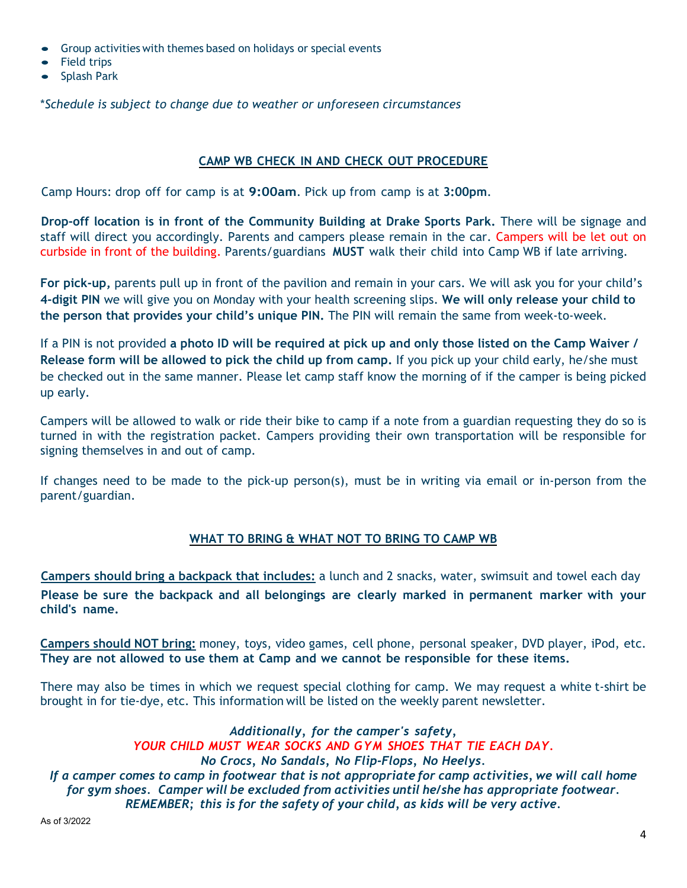- Group activities with themes based on holidays or special events
- Field trips
- Splash Park

*\*Schedule is subject to change due to weather or unforeseen circumstances*

## CAMP WB CHECK IN AND CHECK OUT PROCEDURE

Camp Hours: drop off for camp is at **9:00am**. Pick up from camp is at **3:00pm**.

**Drop-off location is in front of the Community Building at Drake Sports Park.** There will be signage and staff will direct you accordingly. Parents and campers please remain in the car. Campers will be let out on curbside in front of the building. Parents/guardians **MUST** walk their child into Camp WB if late arriving.

**For pick-up,** parents pull up in front of the pavilion and remain in your cars. We will ask you for your child's **4-digit PIN** we will give you on Monday with your health screening slips. **We will only release your child to the person that provides your child's unique PIN.** The PIN will remain the same from week-to-week.

If a PIN is not provided **a photo ID will be required at pick up and only those listed on the Camp Waiver / Release form will be allowed to pick the child up from camp.** If you pick up your child early, he/she must be checked out in the same manner. Please let camp staff know the morning of if the camper is being picked up early.

Campers will be allowed to walk or ride their bike to camp if a note from a guardian requesting they do so is turned in with the registration packet. Campers providing their own transportation will be responsible for signing themselves in and out of camp.

If changes need to be made to the pick-up person(s), must be in writing via email or in-person from the parent/guardian.

## WHAT TO BRING & WHAT NOT TO BRING TO CAMP WB

**Campers should bring a backpack that includes:** a lunch and 2 snacks, water, swimsuit and towel each day
**Please be sure the backpack and all belongings are clearly marked in permanent marker with your child's name.**

**Campers should NOT bring:** money, toys, video games, cell phone, personal speaker, DVD player, iPod, etc. **They are not allowed to use them at Camp and we cannot be responsible for these items.**

There may also be times in which we request special clothing for camp. We may request a white t-shirt be brought in for tie-dye, etc. This information will be listed on the weekly parent newsletter.

***Additionally, for the camper's safety,***
***YOUR CHILD MUST WEAR SOCKS AND GYM SHOES THAT TIE EACH DAY.***
***No Crocs, No Sandals, No Flip-Flops, No Heelys.***
***If a camper comes to camp in footwear that is not appropriate for camp activities, we will call home for gym shoes. Camper will be excluded from activities until he/she has appropriate footwear.***
***REMEMBER; this is for the safety of your child, as kids will be very active.***

As of 3/2022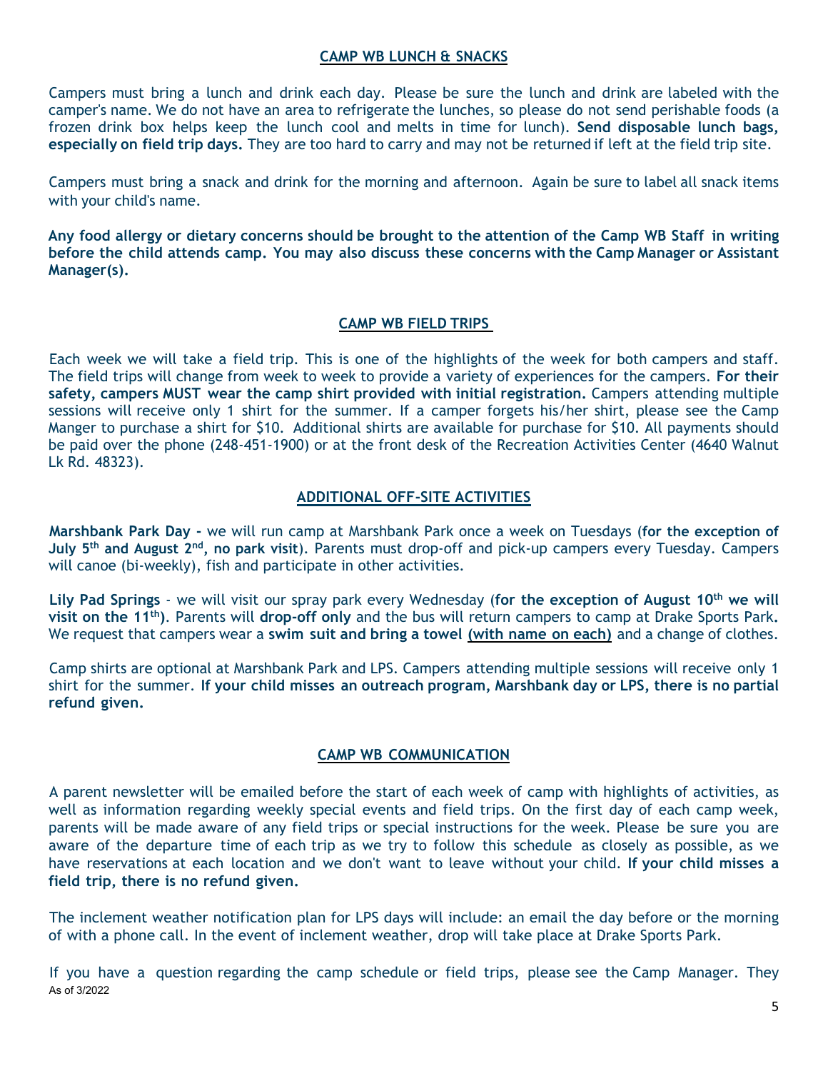## CAMP WB LUNCH & SNACKS

Campers must bring a lunch and drink each day. Please be sure the lunch and drink are labeled with the camper's name. We do not have an area to refrigerate the lunches, so please do not send perishable foods (a frozen drink box helps keep the lunch cool and melts in time for lunch). **Send disposable lunch bags, especially on field trip days.** They are too hard to carry and may not be returned if left at the field trip site.

Campers must bring a snack and drink for the morning and afternoon. Again be sure to label all snack items with your child's name.

**Any food allergy or dietary concerns should be brought to the attention of the Camp WB Staff in writing before the child attends camp. You may also discuss these concerns with the Camp Manager or Assistant Manager(s).**

## CAMP WB FIELD TRIPS

Each week we will take a field trip. This is one of the highlights of the week for both campers and staff. The field trips will change from week to week to provide a variety of experiences for the campers. **For their safety, campers MUST wear the camp shirt provided with initial registration.** Campers attending multiple sessions will receive only 1 shirt for the summer. If a camper forgets his/her shirt, please see the Camp Manger to purchase a shirt for $10. Additional shirts are available for purchase for $10. All payments should be paid over the phone (248-451-1900) or at the front desk of the Recreation Activities Center (4640 Walnut Lk Rd. 48323).

## ADDITIONAL OFF-SITE ACTIVITIES

**Marshbank Park Day -** we will run camp at Marshbank Park once a week on Tuesdays (**for the exception of July 5th and August 2nd, no park visit**). Parents must drop-off and pick-up campers every Tuesday. Campers will canoe (bi-weekly), fish and participate in other activities.

**Lily Pad Springs** - we will visit our spray park every Wednesday (**for the exception of August 10th we will visit on the 11th)**. Parents will **drop-off only** and the bus will return campers to camp at Drake Sports Park**.** We request that campers wear a **swim suit and bring a towel (with name on each)** and a change of clothes.

Camp shirts are optional at Marshbank Park and LPS. Campers attending multiple sessions will receive only 1 shirt for the summer. **If your child misses an outreach program, Marshbank day or LPS, there is no partial refund given.**

## CAMP WB COMMUNICATION

A parent newsletter will be emailed before the start of each week of camp with highlights of activities, as well as information regarding weekly special events and field trips. On the first day of each camp week, parents will be made aware of any field trips or special instructions for the week. Please be sure you are aware of the departure time of each trip as we try to follow this schedule as closely as possible, as we have reservations at each location and we don't want to leave without your child. **If your child misses a field trip, there is no refund given.**

The inclement weather notification plan for LPS days will include: an email the day before or the morning of with a phone call. In the event of inclement weather, drop will take place at Drake Sports Park.

If you have a question regarding the camp schedule or field trips, please see the Camp Manager. They

As of 3/2022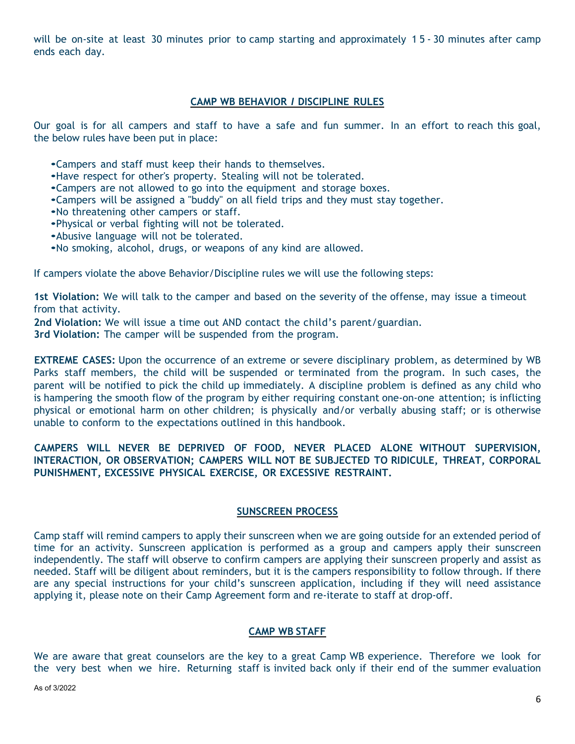will be on-site at least 30 minutes prior to camp starting and approximately 15 - 30 minutes after camp ends each day.

## CAMP WB BEHAVIOR / DISCIPLINE RULES

Our goal is for all campers and staff to have a safe and fun summer. In an effort to reach this goal, the below rules have been put in place:

- Campers and staff must keep their hands to themselves.
- Have respect for other's property. Stealing will not be tolerated.
- Campers are not allowed to go into the equipment and storage boxes.
- Campers will be assigned a "buddy" on all field trips and they must stay together.
- No threatening other campers or staff.
- Physical or verbal fighting will not be tolerated.
- Abusive language will not be tolerated.
- No smoking, alcohol, drugs, or weapons of any kind are allowed.

If campers violate the above Behavior/Discipline rules we will use the following steps:

**1st Violation:** We will talk to the camper and based on the severity of the offense, may issue a timeout from that activity.
**2nd Violation:** We will issue a time out AND contact the child's parent/guardian.
**3rd Violation:** The camper will be suspended from the program.

**EXTREME CASES:** Upon the occurrence of an extreme or severe disciplinary problem, as determined by WB Parks staff members, the child will be suspended or terminated from the program. In such cases, the parent will be notified to pick the child up immediately. A discipline problem is defined as any child who is hampering the smooth flow of the program by either requiring constant one-on-one attention; is inflicting physical or emotional harm on other children; is physically and/or verbally abusing staff; or is otherwise unable to conform to the expectations outlined in this handbook.

**CAMPERS WILL NEVER BE DEPRIVED OF FOOD, NEVER PLACED ALONE WITHOUT SUPERVISION, INTERACTION, OR OBSERVATION; CAMPERS WILL NOT BE SUBJECTED TO RIDICULE, THREAT, CORPORAL PUNISHMENT, EXCESSIVE PHYSICAL EXERCISE, OR EXCESSIVE RESTRAINT.**

## SUNSCREEN PROCESS

Camp staff will remind campers to apply their sunscreen when we are going outside for an extended period of time for an activity. Sunscreen application is performed as a group and campers apply their sunscreen independently. The staff will observe to confirm campers are applying their sunscreen properly and assist as needed. Staff will be diligent about reminders, but it is the campers responsibility to follow through. If there are any special instructions for your child's sunscreen application, including if they will need assistance applying it, please note on their Camp Agreement form and re-iterate to staff at drop-off.

## CAMP WB STAFF

We are aware that great counselors are the key to a great Camp WB experience. Therefore we look for the very best when we hire. Returning staff is invited back only if their end of the summer evaluation

As of 3/2022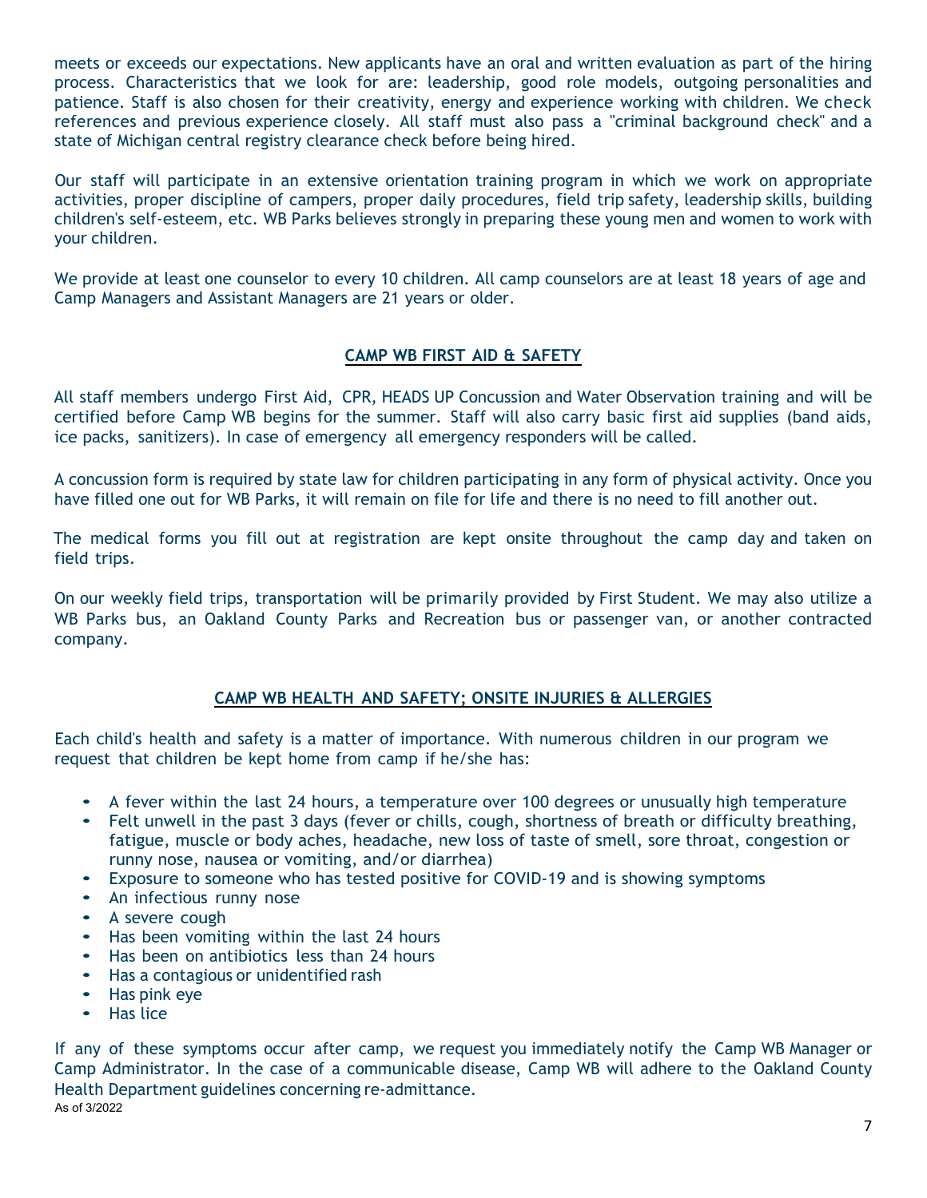meets or exceeds our expectations. New applicants have an oral and written evaluation as part of the hiring process. Characteristics that we look for are: leadership, good role models, outgoing personalities and patience. Staff is also chosen for their creativity, energy and experience working with children. We check references and previous experience closely. All staff must also pass a "criminal background check" and a state of Michigan central registry clearance check before being hired.

Our staff will participate in an extensive orientation training program in which we work on appropriate activities, proper discipline of campers, proper daily procedures, field trip safety, leadership skills, building children's self-esteem, etc. WB Parks believes strongly in preparing these young men and women to work with your children.

We provide at least one counselor to every 10 children. All camp counselors are at least 18 years of age and Camp Managers and Assistant Managers are 21 years or older.

## CAMP WB FIRST AID & SAFETY

All staff members undergo First Aid, CPR, HEADS UP Concussion and Water Observation training and will be certified before Camp WB begins for the summer. Staff will also carry basic first aid supplies (band aids, ice packs, sanitizers). In case of emergency all emergency responders will be called.

A concussion form is required by state law for children participating in any form of physical activity. Once you have filled one out for WB Parks, it will remain on file for life and there is no need to fill another out.

The medical forms you fill out at registration are kept onsite throughout the camp day and taken on field trips.

On our weekly field trips, transportation will be primarily provided by First Student. We may also utilize a WB Parks bus, an Oakland County Parks and Recreation bus or passenger van, or another contracted company.

## CAMP WB HEALTH AND SAFETY; ONSITE INJURIES & ALLERGIES

Each child's health and safety is a matter of importance. With numerous children in our program we request that children be kept home from camp if he/she has:

- A fever within the last 24 hours, a temperature over 100 degrees or unusually high temperature
- Felt unwell in the past 3 days (fever or chills, cough, shortness of breath or difficulty breathing, fatigue, muscle or body aches, headache, new loss of taste of smell, sore throat, congestion or runny nose, nausea or vomiting, and/or diarrhea)
- Exposure to someone who has tested positive for COVID-19 and is showing symptoms
- An infectious runny nose
- A severe cough
- Has been vomiting within the last 24 hours
- Has been on antibiotics less than 24 hours
- Has a contagious or unidentified rash
- Has pink eye
- Has lice

If any of these symptoms occur after camp, we request you immediately notify the Camp WB Manager or Camp Administrator. In the case of a communicable disease, Camp WB will adhere to the Oakland County Health Department guidelines concerning re-admittance.

As of 3/2022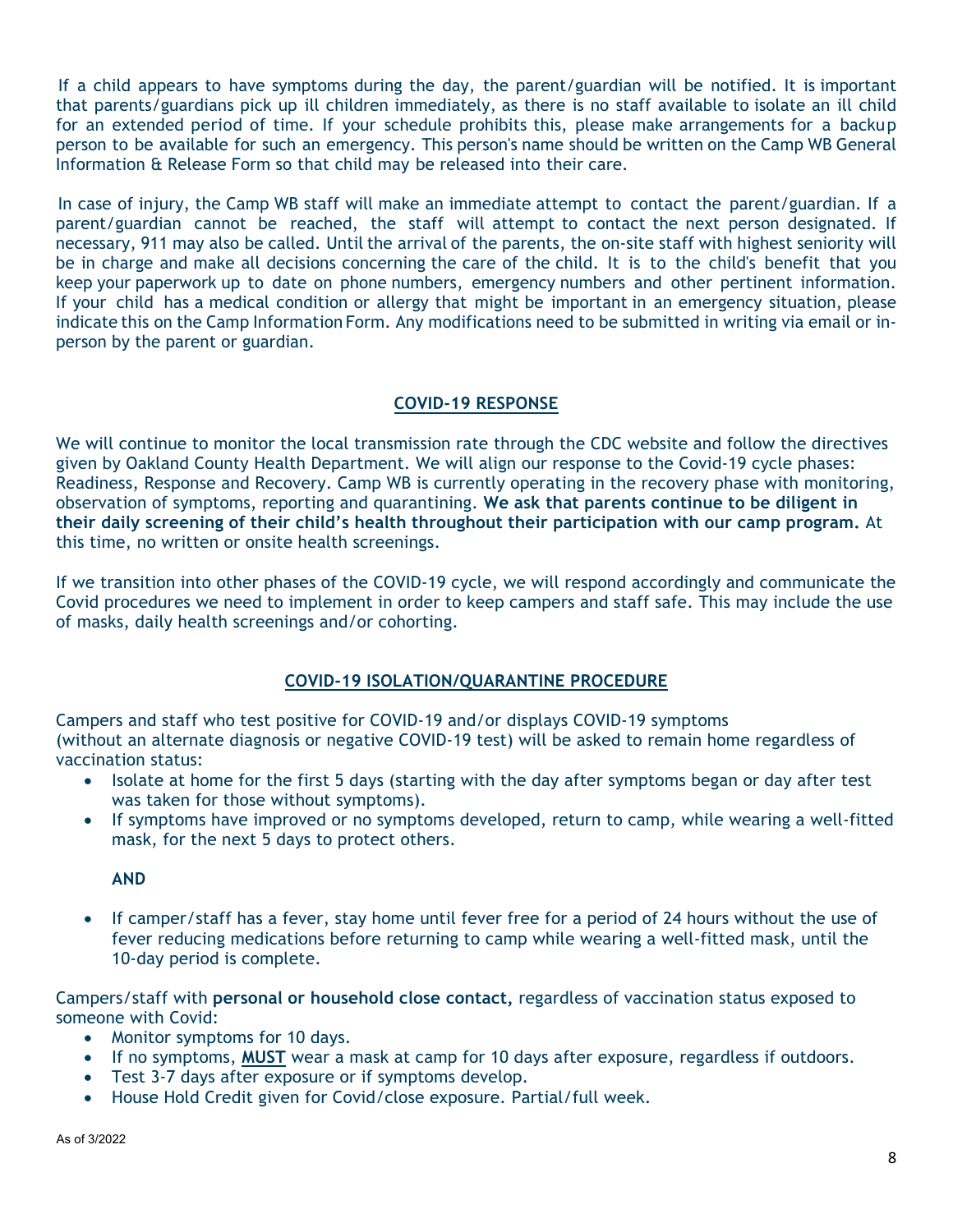If a child appears to have symptoms during the day, the parent/guardian will be notified. It is important that parents/guardians pick up ill children immediately, as there is no staff available to isolate an ill child for an extended period of time. If your schedule prohibits this, please make arrangements for a backup person to be available for such an emergency. This person's name should be written on the Camp WB General Information & Release Form so that child may be released into their care.

In case of injury, the Camp WB staff will make an immediate attempt to contact the parent/guardian. If a parent/guardian cannot be reached, the staff will attempt to contact the next person designated. If necessary, 911 may also be called. Until the arrival of the parents, the on-site staff with highest seniority will be in charge and make all decisions concerning the care of the child. It is to the child's benefit that you keep your paperwork up to date on phone numbers, emergency numbers and other pertinent information. If your child has a medical condition or allergy that might be important in an emergency situation, please indicate this on the Camp Information Form. Any modifications need to be submitted in writing via email or in-person by the parent or guardian.

## COVID-19 RESPONSE

We will continue to monitor the local transmission rate through the CDC website and follow the directives given by Oakland County Health Department. We will align our response to the Covid-19 cycle phases: Readiness, Response and Recovery. Camp WB is currently operating in the recovery phase with monitoring, observation of symptoms, reporting and quarantining. **We ask that parents continue to be diligent in their daily screening of their child's health throughout their participation with our camp program.** At this time, no written or onsite health screenings.

If we transition into other phases of the COVID-19 cycle, we will respond accordingly and communicate the Covid procedures we need to implement in order to keep campers and staff safe. This may include the use of masks, daily health screenings and/or cohorting.

## COVID-19 ISOLATION/QUARANTINE PROCEDURE

Campers and staff who test positive for COVID-19 and/or displays COVID-19 symptoms (without an alternate diagnosis or negative COVID-19 test) will be asked to remain home regardless of vaccination status:

- Isolate at home for the first 5 days (starting with the day after symptoms began or day after test was taken for those without symptoms).
- If symptoms have improved or no symptoms developed, return to camp, while wearing a well-fitted mask, for the next 5 days to protect others.

**AND**

- If camper/staff has a fever, stay home until fever free for a period of 24 hours without the use of fever reducing medications before returning to camp while wearing a well-fitted mask, until the 10-day period is complete.

Campers/staff with **personal or household close contact,** regardless of vaccination status exposed to someone with Covid:

- Monitor symptoms for 10 days.
- If no symptoms, **MUST** wear a mask at camp for 10 days after exposure, regardless if outdoors.
- Test 3-7 days after exposure or if symptoms develop.
- House Hold Credit given for Covid/close exposure. Partial/full week.

As of 3/2022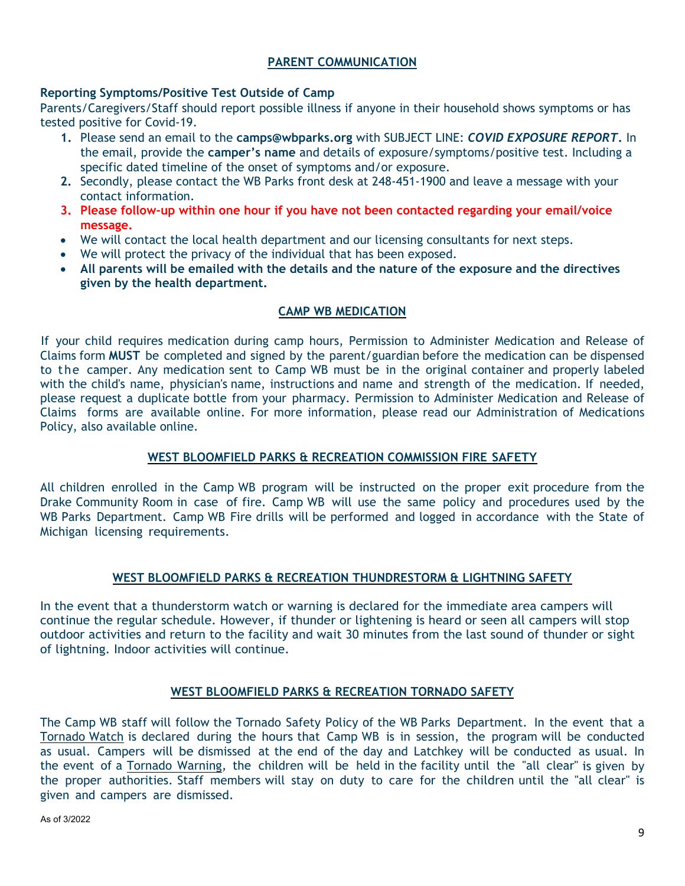## PARENT COMMUNICATION

**Reporting Symptoms/Positive Test Outside of Camp**

Parents/Caregivers/Staff should report possible illness if anyone in their household shows symptoms or has tested positive for Covid-19.

1. Please send an email to the **camps@wbparks.org** with SUBJECT LINE: ***COVID EXPOSURE REPORT.*** In the email, provide the **camper's name** and details of exposure/symptoms/positive test. Including a specific dated timeline of the onset of symptoms and/or exposure.
2. Secondly, please contact the WB Parks front desk at 248-451-1900 and leave a message with your contact information.
3. **Please follow-up within one hour if you have not been contacted regarding your email/voice message.**

- We will contact the local health department and our licensing consultants for next steps.
- We will protect the privacy of the individual that has been exposed.
- **All parents will be emailed with the details and the nature of the exposure and the directives given by the health department.**

## CAMP WB MEDICATION

If your child requires medication during camp hours, Permission to Administer Medication and Release of Claims form **MUST** be completed and signed by the parent/guardian before the medication can be dispensed to the camper. Any medication sent to Camp WB must be in the original container and properly labeled with the child's name, physician's name, instructions and name and strength of the medication. If needed, please request a duplicate bottle from your pharmacy. Permission to Administer Medication and Release of Claims forms are available online. For more information, please read our Administration of Medications Policy, also available online.

## WEST BLOOMFIELD PARKS & RECREATION COMMISSION FIRE SAFETY

All children enrolled in the Camp WB program will be instructed on the proper exit procedure from the Drake Community Room in case of fire. Camp WB will use the same policy and procedures used by the WB Parks Department. Camp WB Fire drills will be performed and logged in accordance with the State of Michigan licensing requirements.

## WEST BLOOMFIELD PARKS & RECREATION THUNDRESTORM & LIGHTNING SAFETY

In the event that a thunderstorm watch or warning is declared for the immediate area campers will continue the regular schedule. However, if thunder or lightening is heard or seen all campers will stop outdoor activities and return to the facility and wait 30 minutes from the last sound of thunder or sight of lightning. Indoor activities will continue.

## WEST BLOOMFIELD PARKS & RECREATION TORNADO SAFETY

The Camp WB staff will follow the Tornado Safety Policy of the WB Parks Department. In the event that a Tornado Watch is declared during the hours that Camp WB is in session, the program will be conducted as usual. Campers will be dismissed at the end of the day and Latchkey will be conducted as usual. In the event of a Tornado Warning, the children will be held in the facility until the "all clear" is given by the proper authorities. Staff members will stay on duty to care for the children until the "all clear" is given and campers are dismissed.

As of 3/2022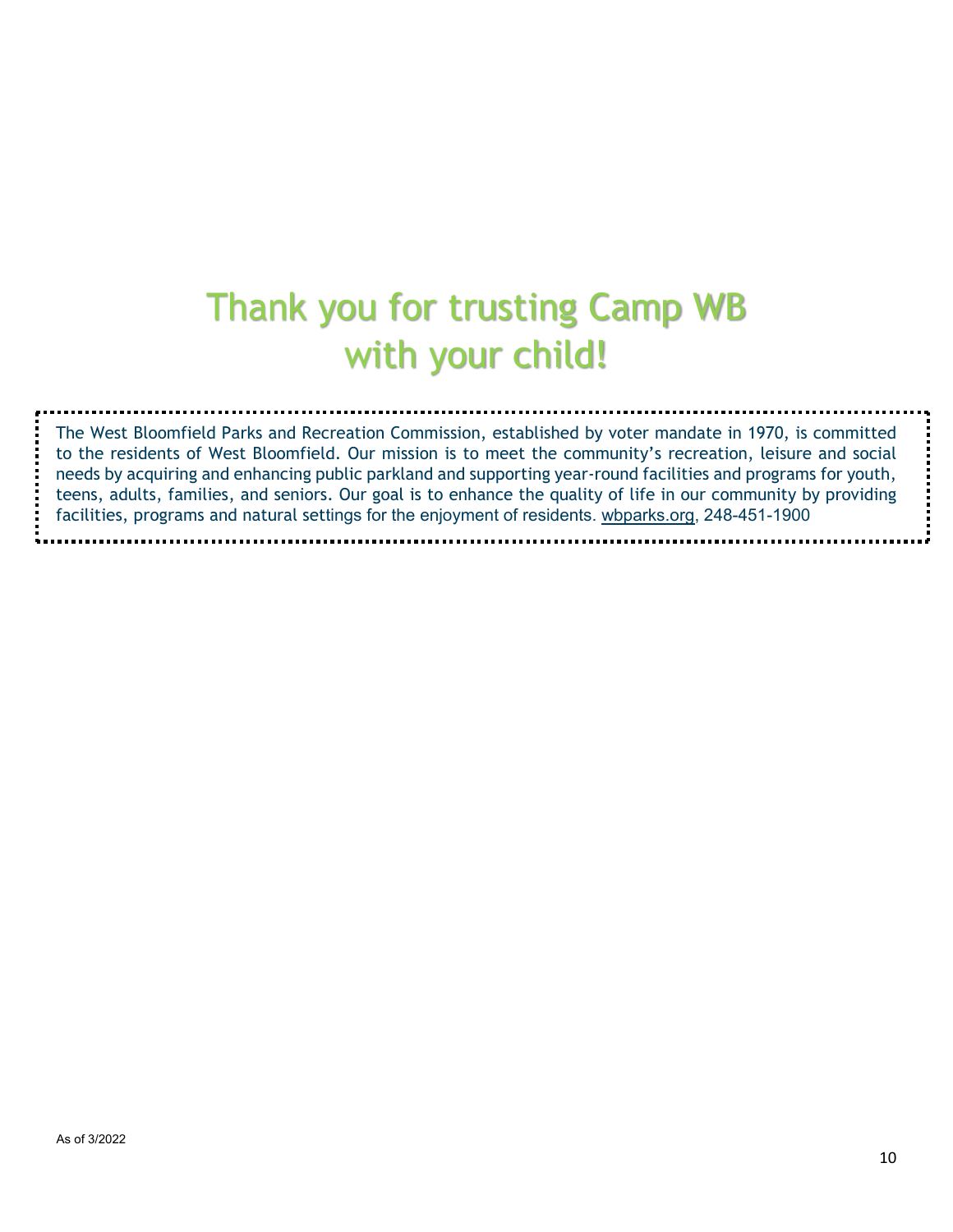# Thank you for trusting Camp WB with your child!

The West Bloomfield Parks and Recreation Commission, established by voter mandate in 1970, is committed to the residents of West Bloomfield. Our mission is to meet the community's recreation, leisure and social needs by acquiring and enhancing public parkland and supporting year-round facilities and programs for youth, teens, adults, families, and seniors. Our goal is to enhance the quality of life in our community by providing facilities, programs and natural settings for the enjoyment of residents. wbparks.org, 248-451-1900

As of 3/2022